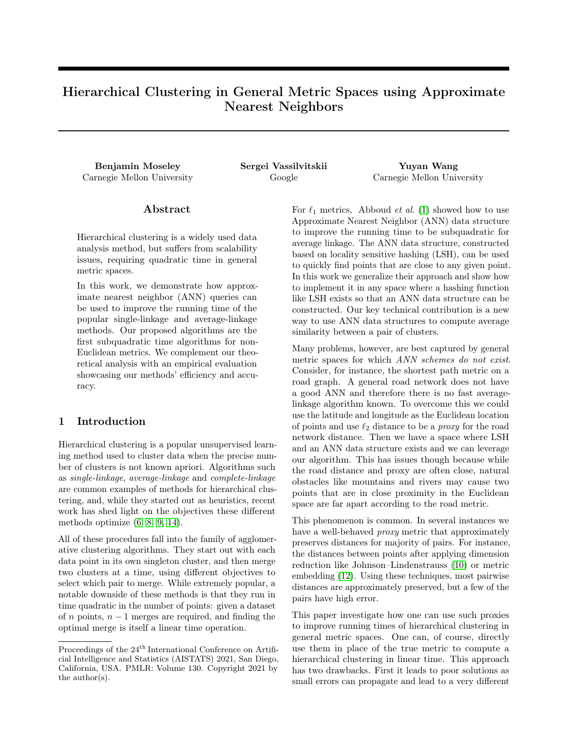# Hierarchical Clustering in General Metric Spaces using Approximate Nearest Neighbors

**Benjamin Moseley**
Carnegie Mellon University

**Sergei Vassilvitskii**
Google

**Yuyan Wang**
Carnegie Mellon University

## Abstract

Hierarchical clustering is a widely used data analysis method, but suffers from scalability issues, requiring quadratic time in general metric spaces.

In this work, we demonstrate how approximate nearest neighbor (ANN) queries can be used to improve the running time of the popular single-linkage and average-linkage methods. Our proposed algorithms are the first subquadratic time algorithms for non-Euclidean metrics. We complement our theoretical analysis with an empirical evaluation showcasing our methods' efficiency and accuracy.

## 1 Introduction

Hierarchical clustering is a popular unsupervised learning method used to cluster data when the precise number of clusters is not known apriori. Algorithms such as *single-linkage*, *average-linkage* and *complete-linkage* are common examples of methods for hierarchical clustering, and, while they started out as heuristics, recent work has shed light on the objectives these different methods optimize ([6, 8, 9, 14]).

All of these procedures fall into the family of agglomerative clustering algorithms. They start out with each data point in its own singleton cluster, and then merge two clusters at a time, using different objectives to select which pair to merge. While extremely popular, a notable downside of these methods is that they run in time quadratic in the number of points: given a dataset of $n$ points, $n-1$ merges are required, and finding the optimal merge is itself a linear time operation.

For $\ell_1$ metrics, Abboud *et al.* (1) showed how to use Approximate Nearest Neighbor (ANN) data structure to improve the running time to be subquadratic for average linkage. The ANN data structure, constructed based on locality sensitive hashing (LSH), can be used to quickly find points that are close to any given point. In this work we generalize their approach and show how to implement it in any space where a hashing function like LSH exists so that an ANN data structure can be constructed. Our key technical contribution is a new way to use ANN data structures to compute average similarity between a pair of clusters.

Many problems, however, are best captured by general metric spaces for which *ANN schemes do not exist*. Consider, for instance, the shortest path metric on a road graph. A general road network does not have a good ANN and therefore there is no fast average-linkage algorithm known. To overcome this we could use the latitude and longitude as the Euclidean location of points and use $\ell_2$ distance to be a *proxy* for the road network distance. Then we have a space where LSH and an ANN data structure exists and we can leverage our algorithm. This has issues though because while the road distance and proxy are often close, natural obstacles like mountains and rivers may cause two points that are in close proximity in the Euclidean space are far apart according to the road metric.

This phenomenon is common. In several instances we have a well-behaved *proxy* metric that approximately preserves distances for majority of pairs. For instance, the distances between points after applying dimension reduction like Johnson–Lindenstrauss (10) or metric embedding (12). Using these techniques, most pairwise distances are approximately preserved, but a few of the pairs have high error.

This paper investigate how one can use such proxies to improve running times of hierarchical clustering in general metric spaces. One can, of course, directly use them in place of the true metric to compute a hierarchical clustering in linear time. This approach has two drawbacks. First it leads to poor solutions as small errors can propagate and lead to a very different

---

Proceedings of the 24[th] International Conference on Artificial Intelligence and Statistics (AISTATS) 2021, San Diego, California, USA. PMLR: Volume 130. Copyright 2021 by the author(s).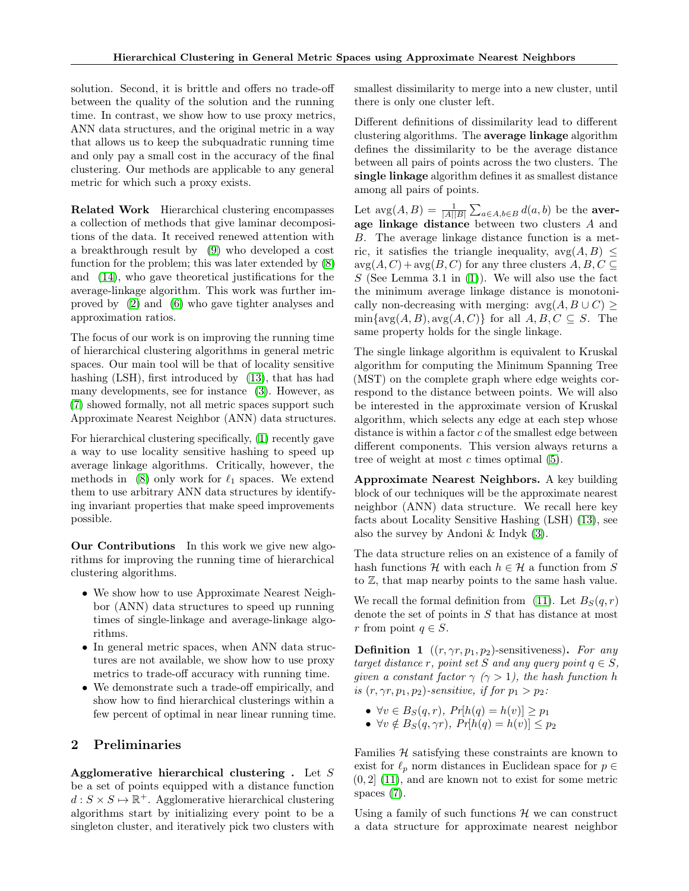solution. Second, it is brittle and offers no trade-off between the quality of the solution and the running time. In contrast, we show how to use proxy metrics, ANN data structures, and the original metric in a way that allows us to keep the subquadratic running time and only pay a small cost in the accuracy of the final clustering. Our methods are applicable to any general metric for which such a proxy exists.

**Related Work** Hierarchical clustering encompasses a collection of methods that give laminar decompositions of the data. It received renewed attention with a breakthrough result by (9) who developed a cost function for the problem; this was later extended by (8) and (14), who gave theoretical justifications for the average-linkage algorithm. This work was further improved by (2) and (6) who gave tighter analyses and approximation ratios.

The focus of our work is on improving the running time of hierarchical clustering algorithms in general metric spaces. Our main tool will be that of locality sensitive hashing (LSH), first introduced by (13), that has had many developments, see for instance (3). However, as (7) showed formally, not all metric spaces support such Approximate Nearest Neighbor (ANN) data structures.

For hierarchical clustering specifically, (1) recently gave a way to use locality sensitive hashing to speed up average linkage algorithms. Critically, however, the methods in (8) only work for $\ell_1$ spaces. We extend them to use arbitrary ANN data structures by identifying invariant properties that make speed improvements possible.

**Our Contributions** In this work we give new algorithms for improving the running time of hierarchical clustering algorithms.

- We show how to use Approximate Nearest Neighbor (ANN) data structures to speed up running times of single-linkage and average-linkage algorithms.
- In general metric spaces, when ANN data structures are not available, we show how to use proxy metrics to trade-off accuracy with running time.
- We demonstrate such a trade-off empirically, and show how to find hierarchical clusterings within a few percent of optimal in near linear running time.

## 2 Preliminaries

**Agglomerative hierarchical clustering .** Let $S$ be a set of points equipped with a distance function $d : S \times S \mapsto \mathbb{R}^+$. Agglomerative hierarchical clustering algorithms start by initializing every point to be a singleton cluster, and iteratively pick two clusters with smallest dissimilarity to merge into a new cluster, until there is only one cluster left.

Different definitions of dissimilarity lead to different clustering algorithms. The **average linkage** algorithm defines the dissimilarity to be the average distance between all pairs of points across the two clusters. The **single linkage** algorithm defines it as smallest distance among all pairs of points.

Let $\text{avg}(A, B) = \frac{1}{|A||B|}\sum_{a \in A, b \in B} d(a, b)$ be the **average linkage distance** between two clusters $A$ and $B$. The average linkage distance function is a metric, it satisfies the triangle inequality, $\text{avg}(A, B) \leq \text{avg}(A, C) + \text{avg}(B, C)$ for any three clusters $A, B, C \subseteq S$ (See Lemma 3.1 in (1)). We will also use the fact the minimum average linkage distance is monotonically non-decreasing with merging: $\text{avg}(A, B \cup C) \geq \min\{\text{avg}(A, B), \text{avg}(A, C)\}$ for all $A, B, C \subseteq S$. The same property holds for the single linkage.

The single linkage algorithm is equivalent to Kruskal algorithm for computing the Minimum Spanning Tree (MST) on the complete graph where edge weights correspond to the distance between points. We will also be interested in the approximate version of Kruskal algorithm, which selects any edge at each step whose distance is within a factor $c$ of the smallest edge between different components. This version always returns a tree of weight at most $c$ times optimal (5).

**Approximate Nearest Neighbors.** A key building block of our techniques will be the approximate nearest neighbor (ANN) data structure. We recall here key facts about Locality Sensitive Hashing (LSH) (13), see also the survey by Andoni & Indyk (3).

The data structure relies on an existence of a family of hash functions $\mathcal{H}$ with each $h \in \mathcal{H}$ a function from $S$ to $\mathbb{Z}$, that map nearby points to the same hash value.

We recall the formal definition from (11). Let $B_S(q, r)$ denote the set of points in $S$ that has distance at most $r$ from point $q \in S$.

**Definition 1** ($(r, \gamma r, p_1, p_2)$-sensitiveness)**.** *For any target distance $r$, point set $S$ and any query point $q \in S$, given a constant factor $\gamma$ ($\gamma > 1$), the hash function $h$ is $(r, \gamma r, p_1, p_2)$-sensitive, if for $p_1 > p_2$:*

- $\forall v \in B_S(q, r)$, $Pr[h(q) = h(v)] \geq p_1$
- $\forall v \notin B_S(q, \gamma r)$, $Pr[h(q) = h(v)] \leq p_2$

Families $\mathcal{H}$ satisfying these constraints are known to exist for $\ell_p$ norm distances in Euclidean space for $p \in (0, 2]$ (11), and are known not to exist for some metric spaces (7).

Using a family of such functions $\mathcal{H}$ we can construct a data structure for approximate nearest neighbor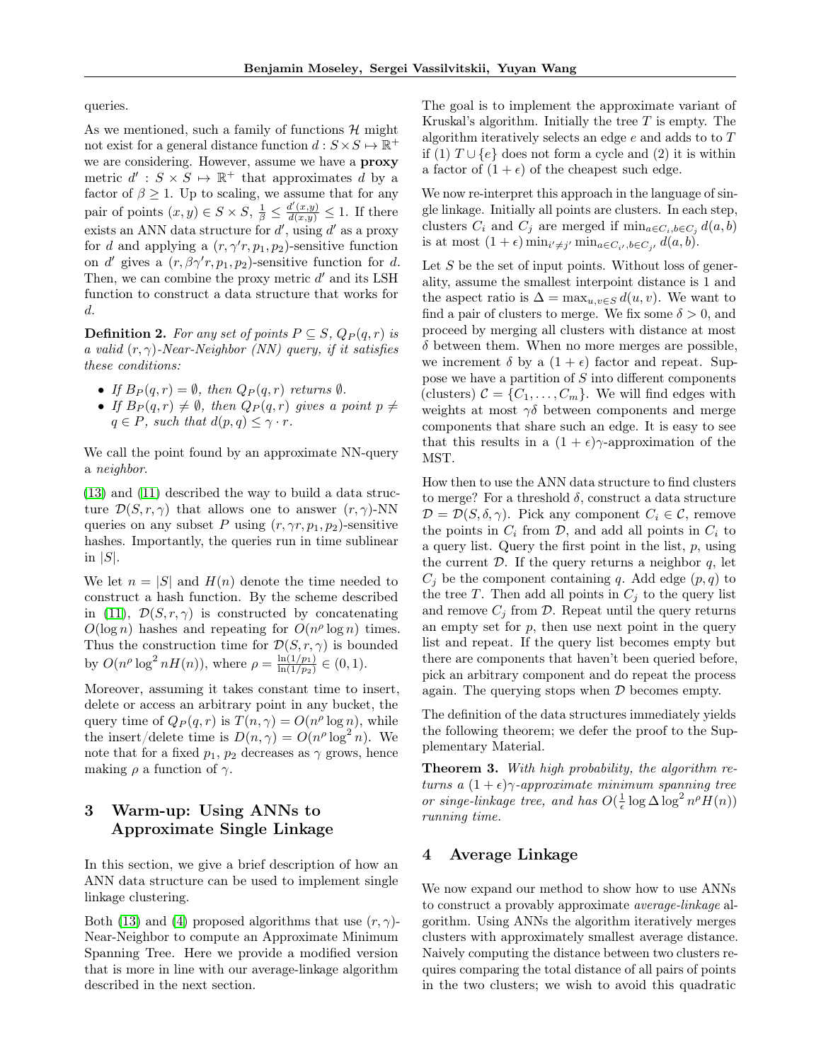queries.

As we mentioned, such a family of functions $\mathcal{H}$ might not exist for a general distance function $d : S \times S \mapsto \mathbb{R}^+$ we are considering. However, assume we have a **proxy** metric $d' : S \times S \mapsto \mathbb{R}^+$ that approximates $d$ by a factor of $\beta \geq 1$. Up to scaling, we assume that for any pair of points $(x, y) \in S \times S$, $\frac{1}{\beta} \leq \frac{d'(x,y)}{d(x,y)} \leq 1$. If there exists an ANN data structure for $d'$, using $d'$ as a proxy for $d$ and applying a $(r, \gamma' r, p_1, p_2)$-sensitive function on $d'$ gives a $(r, \beta\gamma' r, p_1, p_2)$-sensitive function for $d$. Then, we can combine the proxy metric $d'$ and its LSH function to construct a data structure that works for $d$.

**Definition 2.** *For any set of points $P \subseteq S$, $Q_P(q, r)$ is a valid $(r, \gamma)$-Near-Neighbor (NN) query, if it satisfies these conditions:*

- *If $B_P(q, r) = \emptyset$, then $Q_P(q, r)$ returns $\emptyset$.*
- *If $B_P(q, r) \neq \emptyset$, then $Q_P(q, r)$ gives a point $p \neq q \in P$, such that $d(p, q) \leq \gamma \cdot r$.*

We call the point found by an approximate NN-query a *neighbor*.

(13) and (11) described the way to build a data structure $\mathcal{D}(S, r, \gamma)$ that allows one to answer $(r, \gamma)$-NN queries on any subset $P$ using $(r, \gamma r, p_1, p_2)$-sensitive hashes. Importantly, the queries run in time sublinear in $|S|$.

We let $n = |S|$ and $H(n)$ denote the time needed to construct a hash function. By the scheme described in (11), $\mathcal{D}(S, r, \gamma)$ is constructed by concatenating $O(\log n)$ hashes and repeating for $O(n^\rho \log n)$ times. Thus the construction time for $\mathcal{D}(S, r, \gamma)$ is bounded by $O(n^\rho \log^2 n H(n))$, where $\rho = \frac{\ln(1/p_1)}{\ln(1/p_2)} \in (0, 1)$.

Moreover, assuming it takes constant time to insert, delete or access an arbitrary point in any bucket, the query time of $Q_P(q, r)$ is $T(n, \gamma) = O(n^\rho \log n)$, while the insert/delete time is $D(n, \gamma) = O(n^\rho \log^2 n)$. We note that for a fixed $p_1$, $p_2$ decreases as $\gamma$ grows, hence making $\rho$ a function of $\gamma$.

## 3 Warm-up: Using ANNs to Approximate Single Linkage

In this section, we give a brief description of how an ANN data structure can be used to implement single linkage clustering.

Both (13) and (4) proposed algorithms that use $(r, \gamma)$-Near-Neighbor to compute an Approximate Minimum Spanning Tree. Here we provide a modified version that is more in line with our average-linkage algorithm described in the next section.

The goal is to implement the approximate variant of Kruskal's algorithm. Initially the tree $T$ is empty. The algorithm iteratively selects an edge $e$ and adds to to $T$ if (1) $T \cup \{e\}$ does not form a cycle and (2) it is within a factor of $(1 + \epsilon)$ of the cheapest such edge.

We now re-interpret this approach in the language of single linkage. Initially all points are clusters. In each step, clusters $C_i$ and $C_j$ are merged if $\min_{a \in C_i, b \in C_j} d(a, b)$ is at most $(1 + \epsilon) \min_{i' \neq j'} \min_{a \in C_{i'}, b \in C_{j'}} d(a, b)$.

Let $S$ be the set of input points. Without loss of generality, assume the smallest interpoint distance is 1 and the aspect ratio is $\Delta = \max_{u,v \in S} d(u, v)$. We want to find a pair of clusters to merge. We fix some $\delta > 0$, and proceed by merging all clusters with distance at most $\delta$ between them. When no more merges are possible, we increment $\delta$ by a $(1 + \epsilon)$ factor and repeat. Suppose we have a partition of $S$ into different components (clusters) $\mathcal{C} = \{C_1, \ldots, C_m\}$. We will find edges with weights at most $\gamma\delta$ between components and merge components that share such an edge. It is easy to see that this results in a $(1 + \epsilon)\gamma$-approximation of the MST.

How then to use the ANN data structure to find clusters to merge? For a threshold $\delta$, construct a data structure $\mathcal{D} = \mathcal{D}(S, \delta, \gamma)$. Pick any component $C_i \in \mathcal{C}$, remove the points in $C_i$ from $\mathcal{D}$, and add all points in $C_i$ to a query list. Query the first point in the list, $p$, using the current $\mathcal{D}$. If the query returns a neighbor $q$, let $C_j$ be the component containing $q$. Add edge $(p, q)$ to the tree $T$. Then add all points in $C_j$ to the query list and remove $C_j$ from $\mathcal{D}$. Repeat until the query returns an empty set for $p$, then use next point in the query list and repeat. If the query list becomes empty but there are components that haven't been queried before, pick an arbitrary component and do repeat the process again. The querying stops when $\mathcal{D}$ becomes empty.

The definition of the data structures immediately yields the following theorem; we defer the proof to the Supplementary Material.

**Theorem 3.** *With high probability, the algorithm returns a $(1 + \epsilon)\gamma$-approximate minimum spanning tree or singe-linkage tree, and has $O(\frac{1}{\epsilon} \log \Delta \log^2 n^\rho H(n))$ running time.*

## 4 Average Linkage

We now expand our method to show how to use ANNs to construct a provably approximate *average-linkage* algorithm. Using ANNs the algorithm iteratively merges clusters with approximately smallest average distance. Naively computing the distance between two clusters requires comparing the total distance of all pairs of points in the two clusters; we wish to avoid this quadratic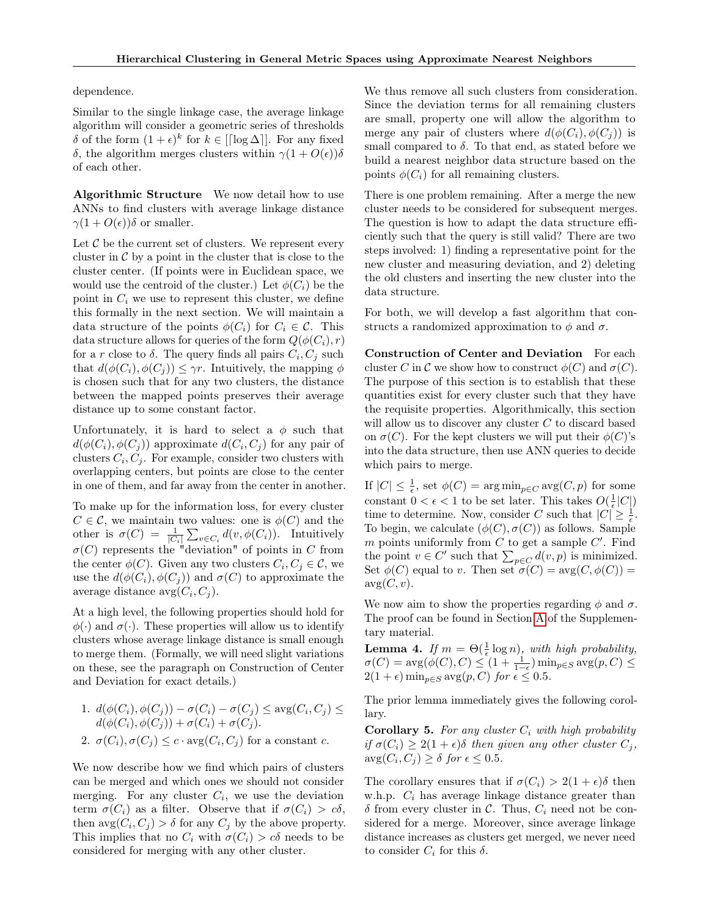dependence.

Similar to the single linkage case, the average linkage algorithm will consider a geometric series of thresholds $\delta$ of the form $(1+\epsilon)^k$ for $k \in [\lceil \log \Delta \rceil]$. For any fixed $\delta$, the algorithm merges clusters within $\gamma(1+O(\epsilon))\delta$ of each other.

**Algorithmic Structure** We now detail how to use ANNs to find clusters with average linkage distance $\gamma(1+O(\epsilon))\delta$ or smaller.

Let $\mathcal{C}$ be the current set of clusters. We represent every cluster in $\mathcal{C}$ by a point in the cluster that is close to the cluster center. (If points were in Euclidean space, we would use the centroid of the cluster.) Let $\phi(C_i)$ be the point in $C_i$ we use to represent this cluster, we define this formally in the next section. We will maintain a data structure of the points $\phi(C_i)$ for $C_i \in \mathcal{C}$. This data structure allows for queries of the form $Q(\phi(C_i), r)$ for a $r$ close to $\delta$. The query finds all pairs $C_i, C_j$ such that $d(\phi(C_i), \phi(C_j)) \leq \gamma r$. Intuitively, the mapping $\phi$ is chosen such that for any two clusters, the distance between the mapped points preserves their average distance up to some constant factor.

Unfortunately, it is hard to select a $\phi$ such that $d(\phi(C_i), \phi(C_j))$ approximate $d(C_i, C_j)$ for any pair of clusters $C_i, C_j$. For example, consider two clusters with overlapping centers, but points are close to the center in one of them, and far away from the center in another.

To make up for the information loss, for every cluster $C \in \mathcal{C}$, we maintain two values: one is $\phi(C)$ and the other is $\sigma(C) = \frac{1}{|C_i|}\sum_{v \in C_i} d(v, \phi(C_i))$. Intuitively $\sigma(C)$ represents the "deviation" of points in $C$ from the center $\phi(C)$. Given any two clusters $C_i, C_j \in \mathcal{C}$, we use the $d(\phi(C_i), \phi(C_j))$ and $\sigma(C)$ to approximate the average distance $\operatorname{avg}(C_i, C_j)$.

At a high level, the following properties should hold for $\phi(\cdot)$ and $\sigma(\cdot)$. These properties will allow us to identify clusters whose average linkage distance is small enough to merge them. (Formally, we will need slight variations on these, see the paragraph on Construction of Center and Deviation for exact details.)

1. $d(\phi(C_i), \phi(C_j)) - \sigma(C_i) - \sigma(C_j) \leq \operatorname{avg}(C_i, C_j) \leq d(\phi(C_i), \phi(C_j)) + \sigma(C_i) + \sigma(C_j)$.
2. $\sigma(C_i), \sigma(C_j) \leq c \cdot \operatorname{avg}(C_i, C_j)$ for a constant $c$.

We now describe how we find which pairs of clusters can be merged and which ones we should not consider merging. For any cluster $C_i$, we use the deviation term $\sigma(C_i)$ as a filter. Observe that if $\sigma(C_i) > c\delta$, then $\operatorname{avg}(C_i, C_j) > \delta$ for any $C_j$ by the above property. This implies that no $C_i$ with $\sigma(C_i) > c\delta$ needs to be considered for merging with any other cluster.

We thus remove all such clusters from consideration. Since the deviation terms for all remaining clusters are small, property one will allow the algorithm to merge any pair of clusters where $d(\phi(C_i), \phi(C_j))$ is small compared to $\delta$. To that end, as stated before we build a nearest neighbor data structure based on the points $\phi(C_i)$ for all remaining clusters.

There is one problem remaining. After a merge the new cluster needs to be considered for subsequent merges. The question is how to adapt the data structure efficiently such that the query is still valid? There are two steps involved: 1) finding a representative point for the new cluster and measuring deviation, and 2) deleting the old clusters and inserting the new cluster into the data structure.

For both, we will develop a fast algorithm that constructs a randomized approximation to $\phi$ and $\sigma$.

**Construction of Center and Deviation** For each cluster $C$ in $\mathcal{C}$ we show how to construct $\phi(C)$ and $\sigma(C)$. The purpose of this section is to establish that these quantities exist for every cluster such that they have the requisite properties. Algorithmically, this section will allow us to discover any cluster $C$ to discard based on $\sigma(C)$. For the kept clusters we will put their $\phi(C)$'s into the data structure, then use ANN queries to decide which pairs to merge.

If $|C| \leq \frac{1}{\epsilon}$, set $\phi(C) = \arg\min_{p \in C} \operatorname{avg}(C, p)$ for some constant $0 < \epsilon < 1$ to be set later. This takes $O(\frac{1}{\epsilon}|C|)$ time to determine. Now, consider $C$ such that $|C| \geq \frac{1}{\epsilon}$. To begin, we calculate $(\phi(C), \sigma(C))$ as follows. Sample $m$ points uniformly from $C$ to get a sample $C'$. Find the point $v \in C'$ such that $\sum_{p \in C} d(v, p)$ is minimized. Set $\phi(C)$ equal to $v$. Then set $\sigma(C) = \operatorname{avg}(C, \phi(C)) = \operatorname{avg}(C, v)$.

We now aim to show the properties regarding $\phi$ and $\sigma$. The proof can be found in Section A of the Supplementary material.

**Lemma 4.** *If $m = \Theta(\frac{1}{\epsilon}\log n)$, with high probability, $\sigma(C) = \operatorname{avg}(\phi(C), C) \leq (1 + \frac{1}{1-\epsilon})\min_{p \in S} \operatorname{avg}(p, C) \leq 2(1+\epsilon)\min_{p \in S} \operatorname{avg}(p, C)$ for $\epsilon \leq 0.5$.*

The prior lemma immediately gives the following corollary.

**Corollary 5.** *For any cluster $C_i$ with high probability if $\sigma(C_i) \geq 2(1+\epsilon)\delta$ then given any other cluster $C_j$, $\operatorname{avg}(C_i, C_j) \geq \delta$ for $\epsilon \leq 0.5$.*

The corollary ensures that if $\sigma(C_i) > 2(1+\epsilon)\delta$ then w.h.p. $C_i$ has average linkage distance greater than $\delta$ from every cluster in $\mathcal{C}$. Thus, $C_i$ need not be considered for a merge. Moreover, since average linkage distance increases as clusters get merged, we never need to consider $C_i$ for this $\delta$.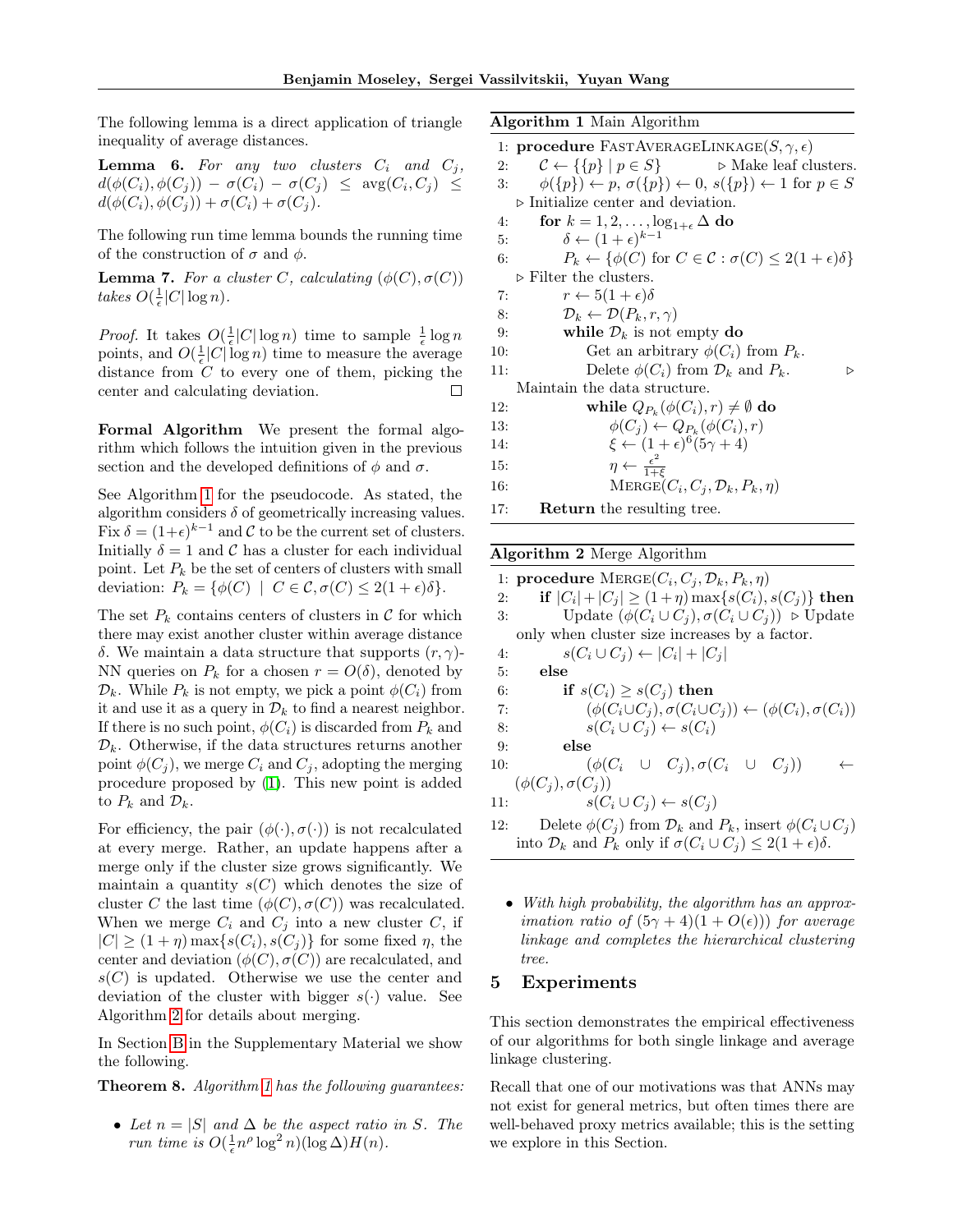The following lemma is a direct application of triangle inequality of average distances.

**Lemma 6.** *For any two clusters $C_i$ and $C_j$, $d(\phi(C_i), \phi(C_j)) - \sigma(C_i) - \sigma(C_j) \leq \text{avg}(C_i, C_j) \leq d(\phi(C_i), \phi(C_j)) + \sigma(C_i) + \sigma(C_j)$.*

The following run time lemma bounds the running time of the construction of $\sigma$ and $\phi$.

**Lemma 7.** *For a cluster $C$, calculating $(\phi(C), \sigma(C))$ takes $O(\frac{1}{\epsilon}|C| \log n)$.*

*Proof.* It takes $O(\frac{1}{\epsilon}|C| \log n)$ time to sample $\frac{1}{\epsilon} \log n$ points, and $O(\frac{1}{\epsilon}|C| \log n)$ time to measure the average distance from $C$ to every one of them, picking the center and calculating deviation. □

**Formal Algorithm** We present the formal algorithm which follows the intuition given in the previous section and the developed definitions of $\phi$ and $\sigma$.

See Algorithm 1 for the pseudocode. As stated, the algorithm considers $\delta$ of geometrically increasing values. Fix $\delta = (1+\epsilon)^{k-1}$ and $\mathcal{C}$ to be the current set of clusters. Initially $\delta = 1$ and $\mathcal{C}$ has a cluster for each individual point. Let $P_k$ be the set of centers of clusters with small deviation: $P_k = \{\phi(C) \mid C \in \mathcal{C}, \sigma(C) \leq 2(1+\epsilon)\delta\}$.

The set $P_k$ contains centers of clusters in $\mathcal{C}$ for which there may exist another cluster within average distance $\delta$. We maintain a data structure that supports $(r, \gamma)$-NN queries on $P_k$ for a chosen $r = O(\delta)$, denoted by $\mathcal{D}_k$. While $P_k$ is not empty, we pick a point $\phi(C_i)$ from it and use it as a query in $\mathcal{D}_k$ to find a nearest neighbor. If there is no such point, $\phi(C_i)$ is discarded from $P_k$ and $\mathcal{D}_k$. Otherwise, if the data structures returns another point $\phi(C_j)$, we merge $C_i$ and $C_j$, adopting the merging procedure proposed by (1). This new point is added to $P_k$ and $\mathcal{D}_k$.

For efficiency, the pair $(\phi(\cdot), \sigma(\cdot))$ is not recalculated at every merge. Rather, an update happens after a merge only if the cluster size grows significantly. We maintain a quantity $s(C)$ which denotes the size of cluster $C$ the last time $(\phi(C), \sigma(C))$ was recalculated. When we merge $C_i$ and $C_j$ into a new cluster $C$, if $|C| \geq (1+\eta)\max\{s(C_i), s(C_j)\}$ for some fixed $\eta$, the center and deviation $(\phi(C), \sigma(C))$ are recalculated, and $s(C)$ is updated. Otherwise we use the center and deviation of the cluster with bigger $s(\cdot)$ value. See Algorithm 2 for details about merging.

In Section B in the Supplementary Material we show the following.

**Theorem 8.** *Algorithm 1 has the following guarantees:*

- *Let $n = |S|$ and $\Delta$ be the aspect ratio in $S$. The run time is $O(\frac{1}{\epsilon} n^{\rho} \log^2 n)(\log \Delta) H(n)$.*
- *With high probability, the algorithm has an approximation ratio of $(5\gamma + 4)(1 + O(\epsilon))$ for average linkage and completes the hierarchical clustering tree.*

**Algorithm 1** Main Algorithm

```
1:  procedure FastAverageLinkage(S, γ, ε)
2:      C ← {{p} | p ∈ S}                          ▷ Make leaf clusters.
3:      φ({p}) ← p, σ({p}) ← 0, s({p}) ← 1 for p ∈ S
        ▷ Initialize center and deviation.
4:      for k = 1, 2, ..., log_{1+ε} Δ do
5:          δ ← (1+ε)^{k-1}
6:          P_k ← {φ(C) for C ∈ C : σ(C) ≤ 2(1+ε)δ}
            ▷ Filter the clusters.
7:          r ← 5(1+ε)δ
8:          D_k ← D(P_k, r, γ)
9:          while D_k is not empty do
10:             Get an arbitrary φ(C_i) from P_k.
11:             Delete φ(C_i) from D_k and P_k.       ▷ Maintain the data structure.
12:             while Q_{P_k}(φ(C_i), r) ≠ ∅ do
13:                 φ(C_j) ← Q_{P_k}(φ(C_i), r)
14:                 ξ ← (1+ε)^6 (5γ+4)
15:                 η ← ε^2 / (1+ξ)
16:                 Merge(C_i, C_j, D_k, P_k, η)
17:     Return the resulting tree.
```

**Algorithm 2** Merge Algorithm

```
1:  procedure Merge(C_i, C_j, D_k, P_k, η)
2:      if |C_i| + |C_j| ≥ (1+η) max{s(C_i), s(C_j)} then
3:          Update (φ(C_i ∪ C_j), σ(C_i ∪ C_j))  ▷ Update only when cluster size increases by a factor.
4:          s(C_i ∪ C_j) ← |C_i| + |C_j|
5:      else
6:          if s(C_i) ≥ s(C_j) then
7:              (φ(C_i ∪ C_j), σ(C_i ∪ C_j)) ← (φ(C_i), σ(C_i))
8:              s(C_i ∪ C_j) ← s(C_i)
9:          else
10:             (φ(C_i ∪ C_j), σ(C_i ∪ C_j)) ← (φ(C_j), σ(C_j))
11:             s(C_i ∪ C_j) ← s(C_j)
12:     Delete φ(C_j) from D_k and P_k, insert φ(C_i ∪ C_j) into D_k and P_k only if σ(C_i ∪ C_j) ≤ 2(1+ε)δ.
```

## 5 Experiments

This section demonstrates the empirical effectiveness of our algorithms for both single linkage and average linkage clustering.

Recall that one of our motivations was that ANNs may not exist for general metrics, but often times there are well-behaved proxy metrics available; this is the setting we explore in this Section.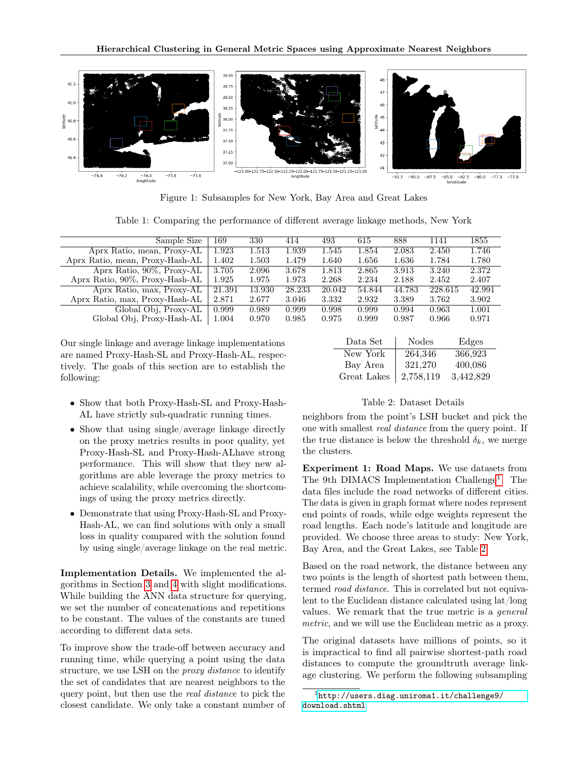Figure 1: Subsamples for New York, Bay Area and Great Lakes

Table 1: Comparing the performance of different average linkage methods, New York

| Sample Size | 169 | 330 | 414 | 493 | 615 | 888 | 1141 | 1855 |
|---|---|---|---|---|---|---|---|---|
| Aprx Ratio, mean, Proxy-AL | 1.923 | 1.513 | 1.939 | 1.545 | 1.854 | 2.083 | 2.450 | 1.746 |
| Aprx Ratio, mean, Proxy-Hash-AL | 1.402 | 1.503 | 1.479 | 1.640 | 1.656 | 1.636 | 1.784 | 1.780 |
| Aprx Ratio, 90%, Proxy-AL | 3.705 | 2.096 | 3.678 | 1.813 | 2.865 | 3.913 | 3.240 | 2.372 |
| Aprx Ratio, 90%, Proxy-Hash-AL | 1.925 | 1.975 | 1.973 | 2.268 | 2.234 | 2.188 | 2.452 | 2.407 |
| Aprx Ratio, max, Proxy-AL | 21.391 | 13.930 | 28.233 | 20.042 | 54.844 | 44.783 | 228.615 | 42.991 |
| Aprx Ratio, max, Proxy-Hash-AL | 2.871 | 2.677 | 3.046 | 3.332 | 2.932 | 3.389 | 3.762 | 3.902 |
| Global Obj, Proxy-AL | 0.999 | 0.989 | 0.999 | 0.998 | 0.999 | 0.994 | 0.963 | 1.001 |
| Global Obj, Proxy-Hash-AL | 1.004 | 0.970 | 0.985 | 0.975 | 0.999 | 0.987 | 0.966 | 0.971 |

Our single linkage and average linkage implementations are named Proxy-Hash-SL and Proxy-Hash-AL, respectively. The goals of this section are to establish the following:

- Show that both Proxy-Hash-SL and Proxy-Hash-AL have strictly sub-quadratic running times.
- Show that using single/average linkage directly on the proxy metrics results in poor quality, yet Proxy-Hash-SL and Proxy-Hash-ALhave strong performance. This will show that they new algorithms are able leverage the proxy metrics to achieve scalability, while overcoming the shortcomings of using the proxy metrics directly.
- Demonstrate that using Proxy-Hash-SL and Proxy-Hash-AL, we can find solutions with only a small loss in quality compared with the solution found by using single/average linkage on the real metric.

**Implementation Details.** We implemented the algorithms in Section 3 and 4 with slight modifications. While building the ANN data structure for querying, we set the number of concatenations and repetitions to be constant. The values of the constants are tuned according to different data sets.

To improve show the trade-off between accuracy and running time, while querying a point using the data structure, we use LSH on the *proxy distance* to identify the set of candidates that are nearest neighbors to the query point, but then use the *real distance* to pick the closest candidate. We only take a constant number of neighbors from the point's LSH bucket and pick the one with smallest *real distance* from the query point. If the true distance is below the threshold $\delta_k$, we merge the clusters.

| Data Set | Nodes | Edges |
|---|---|---|
| New York | 264,346 | 366,923 |
| Bay Area | 321,270 | 400,086 |
| Great Lakes | 2,758,119 | 3,442,829 |

Table 2: Dataset Details

**Experiment 1: Road Maps.** We use datasets from The 9th DIMACS Implementation Challenge[1]. The data files include the road networks of different cities. The data is given in graph format where nodes represent end points of roads, while edge weights represent the road lengths. Each node's latitude and longitude are provided. We choose three areas to study: New York, Bay Area, and the Great Lakes, see Table 2.

Based on the road network, the distance between any two points is the length of shortest path between them, termed *road distance*. This is correlated but not equivalent to the Euclidean distance calculated using lat/long values. We remark that the true metric is a *general metric*, and we will use the Euclidean metric as a proxy.

The original datasets have millions of points, so it is impractical to find all pairwise shortest-path road distances to compute the groundtruth average linkage clustering. We perform the following subsampling

[1] `http://users.diag.uniroma1.it/challenge9/download.shtml`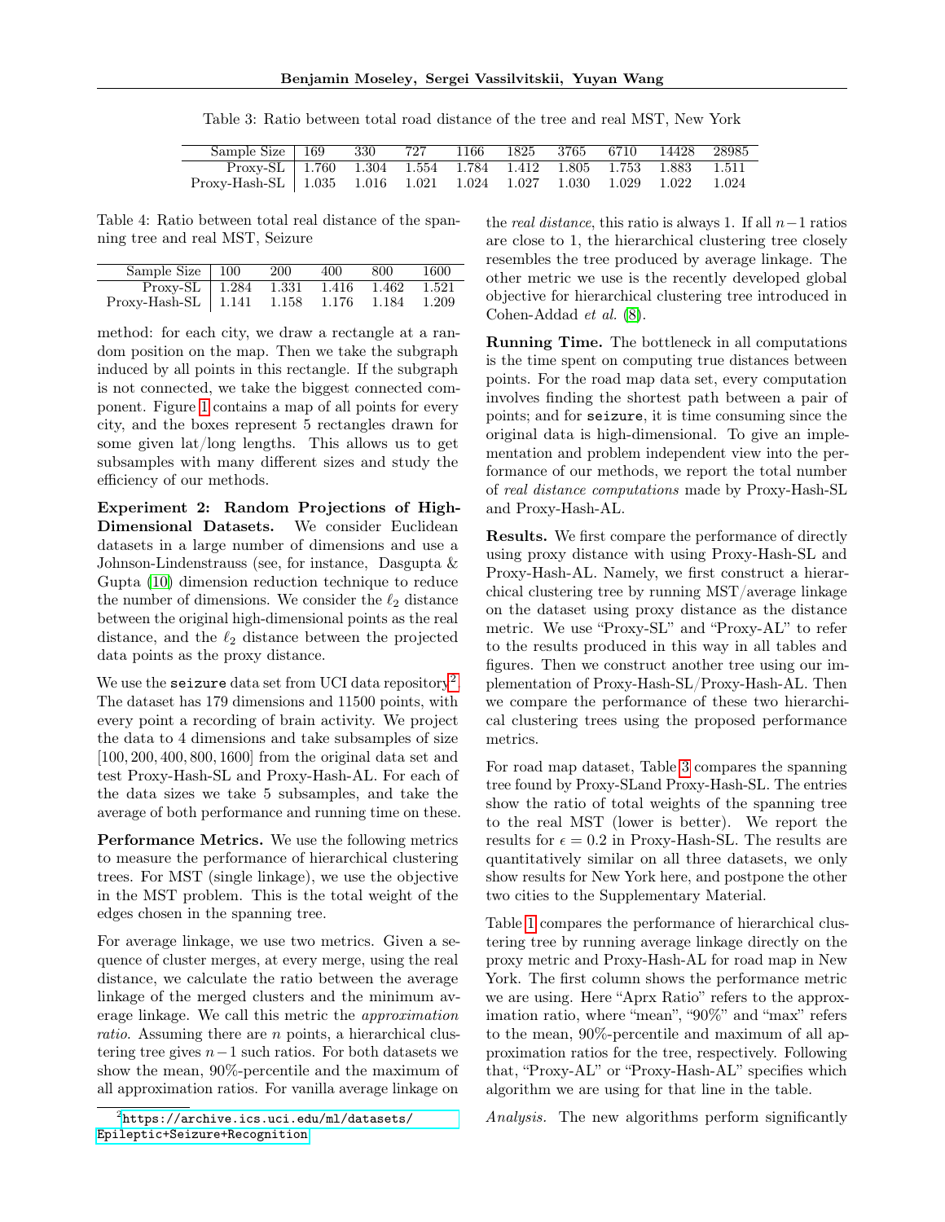Table 3: Ratio between total road distance of the tree and real MST, New York

| Sample Size | 169 | 330 | 727 | 1166 | 1825 | 3765 | 6710 | 14428 | 28985 |
|---|---|---|---|---|---|---|---|---|---|
| Proxy-SL | 1.760 | 1.304 | 1.554 | 1.784 | 1.412 | 1.805 | 1.753 | 1.883 | 1.511 |
| Proxy-Hash-SL | 1.035 | 1.016 | 1.021 | 1.024 | 1.027 | 1.030 | 1.029 | 1.022 | 1.024 |

Table 4: Ratio between total real distance of the spanning tree and real MST, Seizure

| Sample Size | 100 | 200 | 400 | 800 | 1600 |
|---|---|---|---|---|---|
| Proxy-SL | 1.284 | 1.331 | 1.416 | 1.462 | 1.521 |
| Proxy-Hash-SL | 1.141 | 1.158 | 1.176 | 1.184 | 1.209 |

method: for each city, we draw a rectangle at a random position on the map. Then we take the subgraph induced by all points in this rectangle. If the subgraph is not connected, we take the biggest connected component. Figure 1 contains a map of all points for every city, and the boxes represent 5 rectangles drawn for some given lat/long lengths. This allows us to get subsamples with many different sizes and study the efficiency of our methods.

**Experiment 2: Random Projections of High-Dimensional Datasets.** We consider Euclidean datasets in a large number of dimensions and use a Johnson-Lindenstrauss (see, for instance, Dasgupta & Gupta (10) dimension reduction technique to reduce the number of dimensions. We consider the $\ell_2$ distance between the original high-dimensional points as the real distance, and the $\ell_2$ distance between the projected data points as the proxy distance.

We use the `seizure` data set from UCI data repository[2]. The dataset has 179 dimensions and 11500 points, with every point a recording of brain activity. We project the data to 4 dimensions and take subsamples of size [100, 200, 400, 800, 1600] from the original data set and test Proxy-Hash-SL and Proxy-Hash-AL. For each of the data sizes we take 5 subsamples, and take the average of both performance and running time on these.

**Performance Metrics.** We use the following metrics to measure the performance of hierarchical clustering trees. For MST (single linkage), we use the objective in the MST problem. This is the total weight of the edges chosen in the spanning tree.

For average linkage, we use two metrics. Given a sequence of cluster merges, at every merge, using the real distance, we calculate the ratio between the average linkage of the merged clusters and the minimum average linkage. We call this metric the *approximation ratio*. Assuming there are $n$ points, a hierarchical clustering tree gives $n-1$ such ratios. For both datasets we show the mean, 90%-percentile and the maximum of all approximation ratios. For vanilla average linkage on the *real distance*, this ratio is always 1. If all $n-1$ ratios are close to 1, the hierarchical clustering tree closely resembles the tree produced by average linkage. The other metric we use is the recently developed global objective for hierarchical clustering tree introduced in Cohen-Addad *et al.* (8).

**Running Time.** The bottleneck in all computations is the time spent on computing true distances between points. For the road map data set, every computation involves finding the shortest path between a pair of points; and for `seizure`, it is time consuming since the original data is high-dimensional. To give an implementation and problem independent view into the performance of our methods, we report the total number of *real distance computations* made by Proxy-Hash-SL and Proxy-Hash-AL.

**Results.** We first compare the performance of directly using proxy distance with using Proxy-Hash-SL and Proxy-Hash-AL. Namely, we first construct a hierarchical clustering tree by running MST/average linkage on the dataset using proxy distance as the distance metric. We use "Proxy-SL" and "Proxy-AL" to refer to the results produced in this way in all tables and figures. Then we construct another tree using our implementation of Proxy-Hash-SL/Proxy-Hash-AL. Then we compare the performance of these two hierarchical clustering trees using the proposed performance metrics.

For road map dataset, Table 3 compares the spanning tree found by Proxy-SLand Proxy-Hash-SL. The entries show the ratio of total weights of the spanning tree to the real MST (lower is better). We report the results for $\epsilon = 0.2$ in Proxy-Hash-SL. The results are quantitatively similar on all three datasets, we only show results for New York here, and postpone the other two cities to the Supplementary Material.

Table 1 compares the performance of hierarchical clustering tree by running average linkage directly on the proxy metric and Proxy-Hash-AL for road map in New York. The first column shows the performance metric we are using. Here "Aprx Ratio" refers to the approximation ratio, where "mean", "90%" and "max" refers to the mean, 90%-percentile and maximum of all approximation ratios for the tree, respectively. Following that, "Proxy-AL" or "Proxy-Hash-AL" specifies which algorithm we are using for that line in the table.

*Analysis.* The new algorithms perform significantly

[2] https://archive.ics.uci.edu/ml/datasets/Epileptic+Seizure+Recognition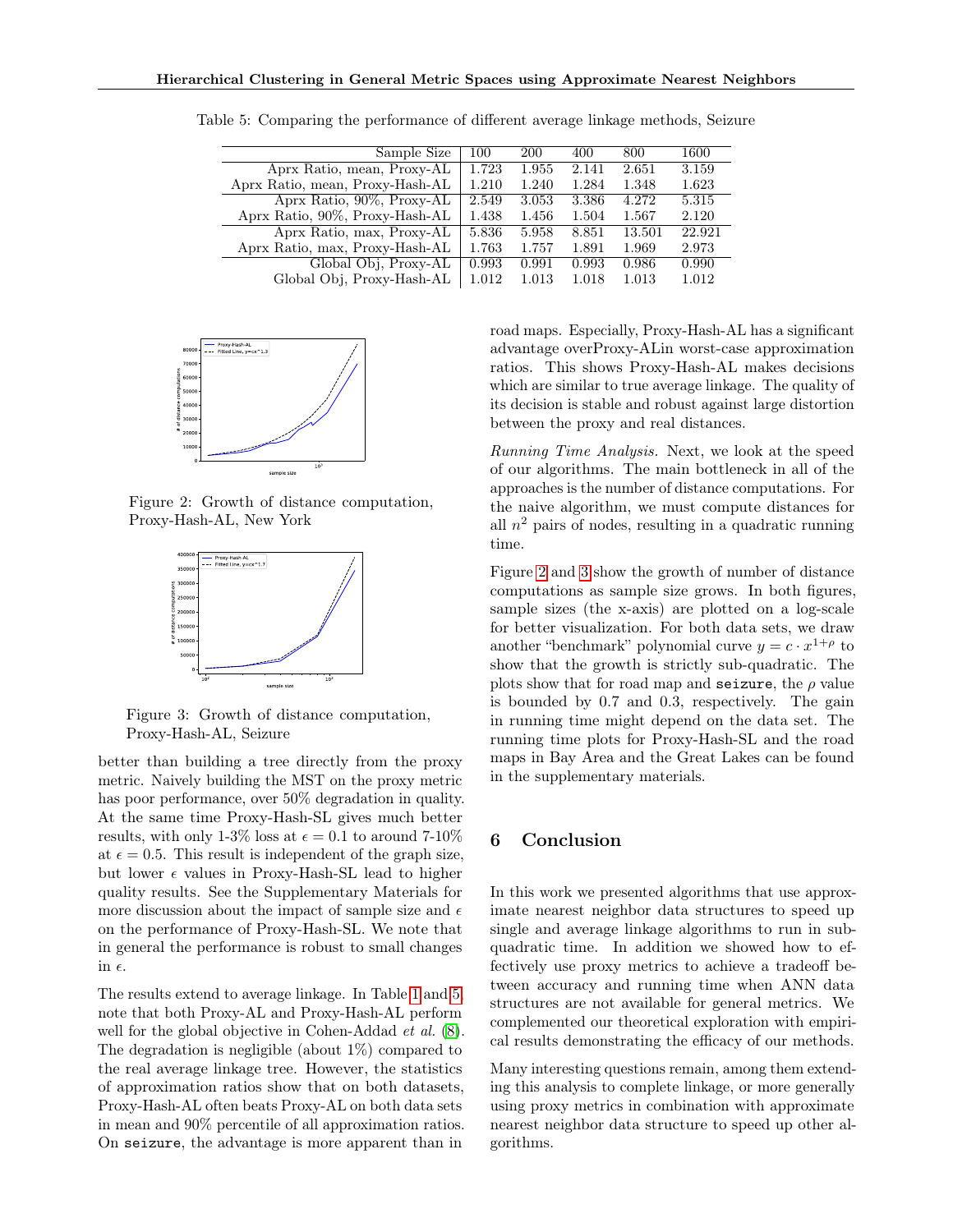Table 5: Comparing the performance of different average linkage methods, Seizure

| Sample Size | 100 | 200 | 400 | 800 | 1600 |
|---|---|---|---|---|---|
| Aprx Ratio, mean, Proxy-AL | 1.723 | 1.955 | 2.141 | 2.651 | 3.159 |
| Aprx Ratio, mean, Proxy-Hash-AL | 1.210 | 1.240 | 1.284 | 1.348 | 1.623 |
| Aprx Ratio, 90%, Proxy-AL | 2.549 | 3.053 | 3.386 | 4.272 | 5.315 |
| Aprx Ratio, 90%, Proxy-Hash-AL | 1.438 | 1.456 | 1.504 | 1.567 | 2.120 |
| Aprx Ratio, max, Proxy-AL | 5.836 | 5.958 | 8.851 | 13.501 | 22.921 |
| Aprx Ratio, max, Proxy-Hash-AL | 1.763 | 1.757 | 1.891 | 1.969 | 2.973 |
| Global Obj, Proxy-AL | 0.993 | 0.991 | 0.993 | 0.986 | 0.990 |
| Global Obj, Proxy-Hash-AL | 1.012 | 1.013 | 1.018 | 1.013 | 1.012 |

Figure 2: Growth of distance computation, Proxy-Hash-AL, New York

Figure 3: Growth of distance computation, Proxy-Hash-AL, Seizure

better than building a tree directly from the proxy metric. Naively building the MST on the proxy metric has poor performance, over 50% degradation in quality. At the same time Proxy-Hash-SL gives much better results, with only 1-3% loss at $\epsilon = 0.1$ to around 7-10% at $\epsilon = 0.5$. This result is independent of the graph size, but lower $\epsilon$ values in Proxy-Hash-SL lead to higher quality results. See the Supplementary Materials for more discussion about the impact of sample size and $\epsilon$ on the performance of Proxy-Hash-SL. We note that in general the performance is robust to small changes in $\epsilon$.

The results extend to average linkage. In Table 1 and 5, note that both Proxy-AL and Proxy-Hash-AL perform well for the global objective in Cohen-Addad *et al.* (8). The degradation is negligible (about 1%) compared to the real average linkage tree. However, the statistics of approximation ratios show that on both datasets, Proxy-Hash-AL often beats Proxy-AL on both data sets in mean and 90% percentile of all approximation ratios. On `seizure`, the advantage is more apparent than in road maps. Especially, Proxy-Hash-AL has a significant advantage overProxy-ALin worst-case approximation ratios. This shows Proxy-Hash-AL makes decisions which are similar to true average linkage. The quality of its decision is stable and robust against large distortion between the proxy and real distances.

*Running Time Analysis.* Next, we look at the speed of our algorithms. The main bottleneck in all of the approaches is the number of distance computations. For the naive algorithm, we must compute distances for all $n^2$ pairs of nodes, resulting in a quadratic running time.

Figure 2 and 3 show the growth of number of distance computations as sample size grows. In both figures, sample sizes (the x-axis) are plotted on a log-scale for better visualization. For both data sets, we draw another "benchmark" polynomial curve $y = c \cdot x^{1+\rho}$ to show that the growth is strictly sub-quadratic. The plots show that for road map and `seizure`, the $\rho$ value is bounded by 0.7 and 0.3, respectively. The gain in running time might depend on the data set. The running time plots for Proxy-Hash-SL and the road maps in Bay Area and the Great Lakes can be found in the supplementary materials.

## 6 Conclusion

In this work we presented algorithms that use approximate nearest neighbor data structures to speed up single and average linkage algorithms to run in subquadratic time. In addition we showed how to effectively use proxy metrics to achieve a tradeoff between accuracy and running time when ANN data structures are not available for general metrics. We complemented our theoretical exploration with empirical results demonstrating the efficacy of our methods.

Many interesting questions remain, among them extending this analysis to complete linkage, or more generally using proxy metrics in combination with approximate nearest neighbor data structure to speed up other algorithms.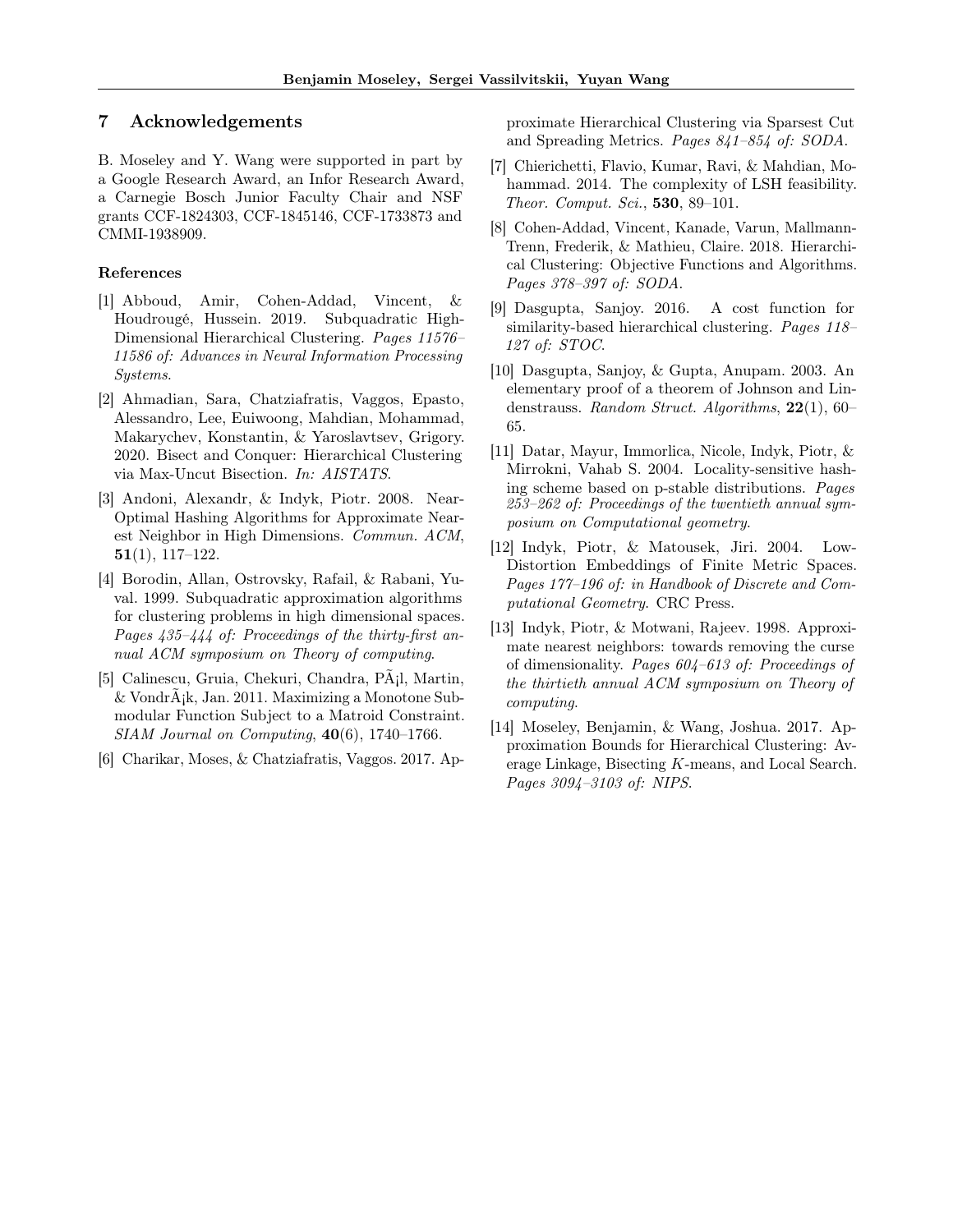## 7 Acknowledgements

B. Moseley and Y. Wang were supported in part by a Google Research Award, an Infor Research Award, a Carnegie Bosch Junior Faculty Chair and NSF grants CCF-1824303, CCF-1845146, CCF-1733873 and CMMI-1938909.

### References

[1] Abboud, Amir, Cohen-Addad, Vincent, & Houdrougé, Hussein. 2019. Subquadratic High-Dimensional Hierarchical Clustering. *Pages 11576–11586 of: Advances in Neural Information Processing Systems*.

[2] Ahmadian, Sara, Chatziafratis, Vaggos, Epasto, Alessandro, Lee, Euiwoong, Mahdian, Mohammad, Makarychev, Konstantin, & Yaroslavtsev, Grigory. 2020. Bisect and Conquer: Hierarchical Clustering via Max-Uncut Bisection. *In: AISTATS*.

[3] Andoni, Alexandr, & Indyk, Piotr. 2008. Near-Optimal Hashing Algorithms for Approximate Nearest Neighbor in High Dimensions. *Commun. ACM*, **51**(1), 117–122.

[4] Borodin, Allan, Ostrovsky, Rafail, & Rabani, Yuval. 1999. Subquadratic approximation algorithms for clustering problems in high dimensional spaces. *Pages 435–444 of: Proceedings of the thirty-first annual ACM symposium on Theory of computing*.

[5] Calinescu, Gruia, Chekuri, Chandra, PÃ¡l, Martin, & VondrÃ¡k, Jan. 2011. Maximizing a Monotone Submodular Function Subject to a Matroid Constraint. *SIAM Journal on Computing*, **40**(6), 1740–1766.

[6] Charikar, Moses, & Chatziafratis, Vaggos. 2017. Approximate Hierarchical Clustering via Sparsest Cut and Spreading Metrics. *Pages 841–854 of: SODA*.

[7] Chierichetti, Flavio, Kumar, Ravi, & Mahdian, Mohammad. 2014. The complexity of LSH feasibility. *Theor. Comput. Sci.*, **530**, 89–101.

[8] Cohen-Addad, Vincent, Kanade, Varun, Mallmann-Trenn, Frederik, & Mathieu, Claire. 2018. Hierarchical Clustering: Objective Functions and Algorithms. *Pages 378–397 of: SODA*.

[9] Dasgupta, Sanjoy. 2016. A cost function for similarity-based hierarchical clustering. *Pages 118–127 of: STOC*.

[10] Dasgupta, Sanjoy, & Gupta, Anupam. 2003. An elementary proof of a theorem of Johnson and Lindenstrauss. *Random Struct. Algorithms*, **22**(1), 60–65.

[11] Datar, Mayur, Immorlica, Nicole, Indyk, Piotr, & Mirrokni, Vahab S. 2004. Locality-sensitive hashing scheme based on p-stable distributions. *Pages 253–262 of: Proceedings of the twentieth annual symposium on Computational geometry*.

[12] Indyk, Piotr, & Matousek, Jiri. 2004. Low-Distortion Embeddings of Finite Metric Spaces. *Pages 177–196 of: in Handbook of Discrete and Computational Geometry*. CRC Press.

[13] Indyk, Piotr, & Motwani, Rajeev. 1998. Approximate nearest neighbors: towards removing the curse of dimensionality. *Pages 604–613 of: Proceedings of the thirtieth annual ACM symposium on Theory of computing*.

[14] Moseley, Benjamin, & Wang, Joshua. 2017. Approximation Bounds for Hierarchical Clustering: Average Linkage, Bisecting $K$-means, and Local Search. *Pages 3094–3103 of: NIPS*.